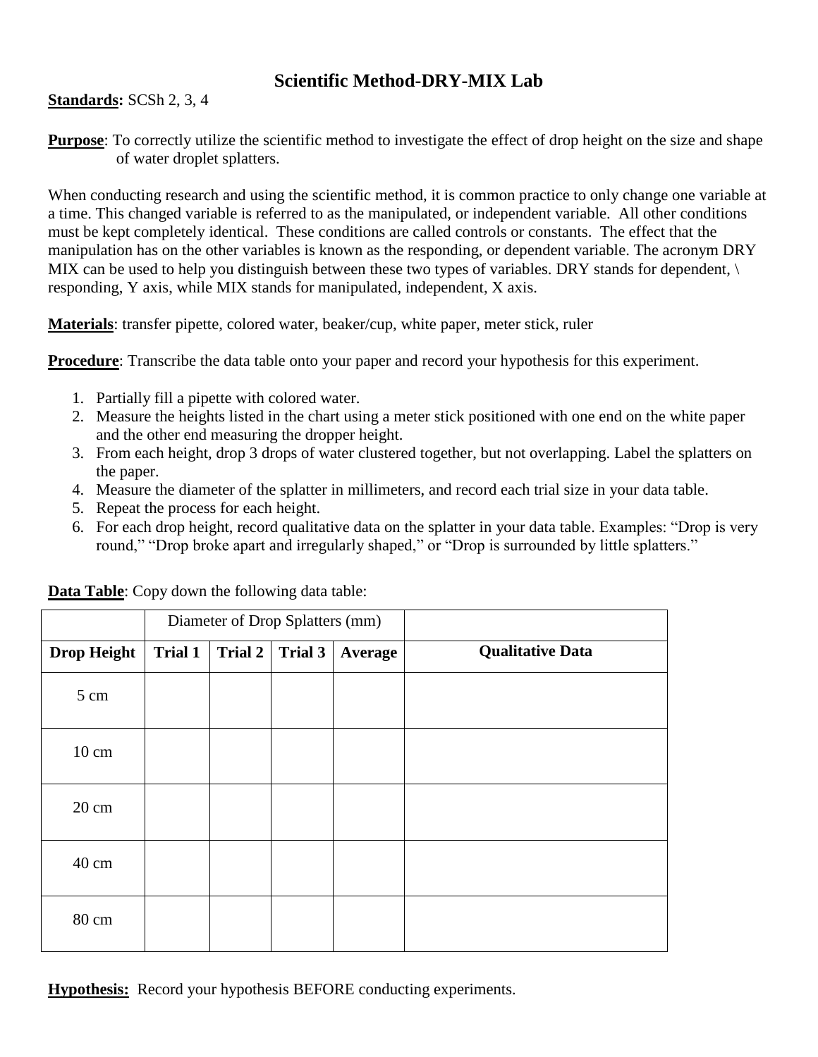# Scientific Method-DRY-MIX Lab

**Standards:** SCSh 2, 3, 4

**Purpose**: To correctly utilize the scientific method to investigate the effect of drop height on the size and shape of water droplet splatters.

When conducting research and using the scientific method, it is common practice to only change one variable at a time. This changed variable is referred to as the manipulated, or independent variable. All other conditions must be kept completely identical. These conditions are called controls or constants. The effect that the manipulation has on the other variables is known as the responding, or dependent variable. The acronym DRY MIX can be used to help you distinguish between these two types of variables. DRY stands for dependent, \ responding, Y axis, while MIX stands for manipulated, independent, X axis.

**Materials**: transfer pipette, colored water, beaker/cup, white paper, meter stick, ruler

**Procedure**: Transcribe the data table onto your paper and record your hypothesis for this experiment.

1. Partially fill a pipette with colored water.
2. Measure the heights listed in the chart using a meter stick positioned with one end on the white paper and the other end measuring the dropper height.
3. From each height, drop 3 drops of water clustered together, but not overlapping. Label the splatters on the paper.
4. Measure the diameter of the splatter in millimeters, and record each trial size in your data table.
5. Repeat the process for each height.
6. For each drop height, record qualitative data on the splatter in your data table. Examples: "Drop is very round," "Drop broke apart and irregularly shaped," or "Drop is surrounded by little splatters."

**Data Table**: Copy down the following data table:

| | Diameter of Drop Splatters (mm) | | | | |
|---|---|---|---|---|---|
| **Drop Height** | **Trial 1** | **Trial 2** | **Trial 3** | **Average** | **Qualitative Data** |
| 5 cm | | | | | |
| 10 cm | | | | | |
| 20 cm | | | | | |
| 40 cm | | | | | |
| 80 cm | | | | | |

**Hypothesis:** Record your hypothesis BEFORE conducting experiments.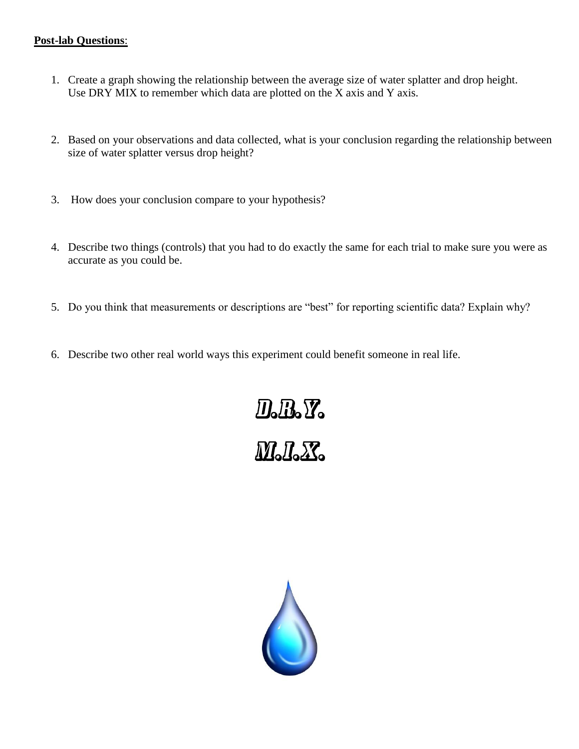**Post-lab Questions**:

1. Create a graph showing the relationship between the average size of water splatter and drop height. Use DRY MIX to remember which data are plotted on the X axis and Y axis.

2. Based on your observations and data collected, what is your conclusion regarding the relationship between size of water splatter versus drop height?

3. How does your conclusion compare to your hypothesis?

4. Describe two things (controls) that you had to do exactly the same for each trial to make sure you were as accurate as you could be.

5. Do you think that measurements or descriptions are "best" for reporting scientific data? Explain why?

6. Describe two other real world ways this experiment could benefit someone in real life.

D.R.Y.

M.I.X.